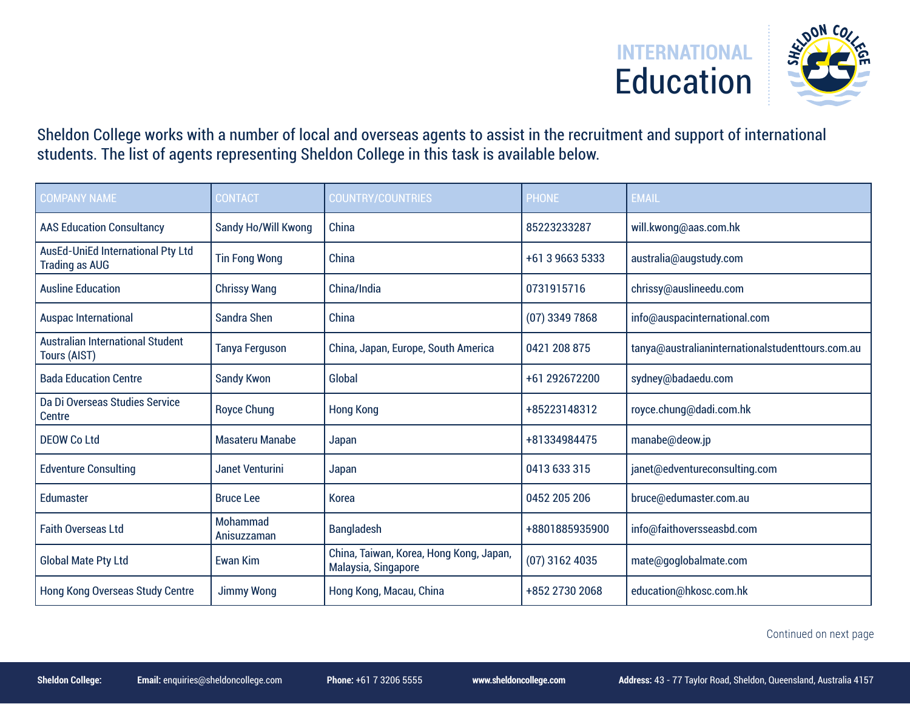# INTERNATIONAL Education

Sheldon College works with a number of local and overseas agents to assist in the recruitment and support of international students. The list of agents representing Sheldon College in this task is available below.

| COMPANY NAME | CONTACT | COUNTRY/COUNTRIES | PHONE | EMAIL |
|---|---|---|---|---|
| AAS Education Consultancy | Sandy Ho/Will Kwong | China | 85223233287 | will.kwong@aas.com.hk |
| AusEd-UniEd International Pty Ltd Trading as AUG | Tin Fong Wong | China | +61 3 9663 5333 | australia@augstudy.com |
| Ausline Education | Chrissy Wang | China/India | 0731915716 | chrissy@auslineedu.com |
| Auspac International | Sandra Shen | China | (07) 3349 7868 | info@auspacinternational.com |
| Australian International Student Tours (AIST) | Tanya Ferguson | China, Japan, Europe, South America | 0421 208 875 | tanya@australianinternationalstudenttours.com.au |
| Bada Education Centre | Sandy Kwon | Global | +61 292672200 | sydney@badaedu.com |
| Da Di Overseas Studies Service Centre | Royce Chung | Hong Kong | +85223148312 | royce.chung@dadi.com.hk |
| DEOW Co Ltd | Masateru Manabe | Japan | +81334984475 | manabe@deow.jp |
| Edventure Consulting | Janet Venturini | Japan | 0413 633 315 | janet@edventureconsulting.com |
| Edumaster | Bruce Lee | Korea | 0452 205 206 | bruce@edumaster.com.au |
| Faith Overseas Ltd | Mohammad Anisuzzaman | Bangladesh | +8801885935900 | info@faithoversseasbd.com |
| Global Mate Pty Ltd | Ewan Kim | China, Taiwan, Korea, Hong Kong, Japan, Malaysia, Singapore | (07) 3162 4035 | mate@goglobalmate.com |
| Hong Kong Overseas Study Centre | Jimmy Wong | Hong Kong, Macau, China | +852 2730 2068 | education@hkosc.com.hk |

Continued on next page

**Sheldon College:** **Email:** enquiries@sheldoncollege.com **Phone:** +61 7 3206 5555 **www.sheldoncollege.com** **Address:** 43 - 77 Taylor Road, Sheldon, Queensland, Australia 4157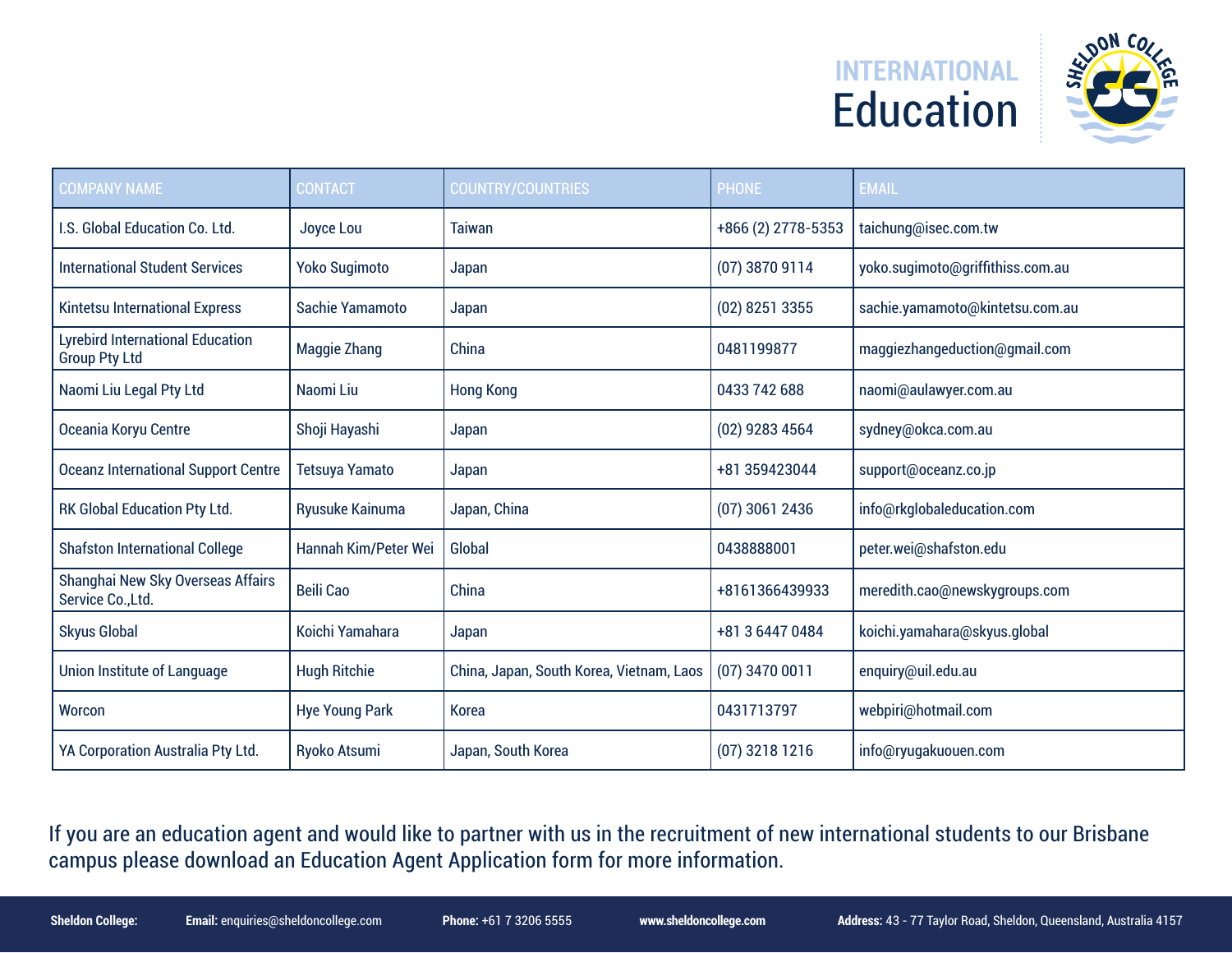# INTERNATIONAL Education

| COMPANY NAME | CONTACT | COUNTRY/COUNTRIES | PHONE | EMAIL |
|---|---|---|---|---|
| I.S. Global Education Co. Ltd. | Joyce Lou | Taiwan | +866 (2) 2778-5353 | taichung@isec.com.tw |
| International Student Services | Yoko Sugimoto | Japan | (07) 3870 9114 | yoko.sugimoto@griffithiss.com.au |
| Kintetsu International Express | Sachie Yamamoto | Japan | (02) 8251 3355 | sachie.yamamoto@kintetsu.com.au |
| Lyrebird International Education Group Pty Ltd | Maggie Zhang | China | 0481199877 | maggiezhangeduction@gmail.com |
| Naomi Liu Legal Pty Ltd | Naomi Liu | Hong Kong | 0433 742 688 | naomi@aulawyer.com.au |
| Oceania Koryu Centre | Shoji Hayashi | Japan | (02) 9283 4564 | sydney@okca.com.au |
| Oceanz International Support Centre | Tetsuya Yamato | Japan | +81 359423044 | support@oceanz.co.jp |
| RK Global Education Pty Ltd. | Ryusuke Kainuma | Japan, China | (07) 3061 2436 | info@rkglobaleducation.com |
| Shafston International College | Hannah Kim/Peter Wei | Global | 0438888001 | peter.wei@shafston.edu |
| Shanghai New Sky Overseas Affairs Service Co.,Ltd. | Beili Cao | China | +8161366439933 | meredith.cao@newskygroups.com |
| Skyus Global | Koichi Yamahara | Japan | +81 3 6447 0484 | koichi.yamahara@skyus.global |
| Union Institute of Language | Hugh Ritchie | China, Japan, South Korea, Vietnam, Laos | (07) 3470 0011 | enquiry@uil.edu.au |
| Worcon | Hye Young Park | Korea | 0431713797 | webpiri@hotmail.com |
| YA Corporation Australia Pty Ltd. | Ryoko Atsumi | Japan, South Korea | (07) 3218 1216 | info@ryugakuouen.com |

If you are an education agent and would like to partner with us in the recruitment of new international students to our Brisbane campus please download an Education Agent Application form for more information.

**Sheldon College:** **Email:** enquiries@sheldoncollege.com **Phone:** +61 7 3206 5555 **www.sheldoncollege.com** **Address:** 43 - 77 Taylor Road, Sheldon, Queensland, Australia 4157